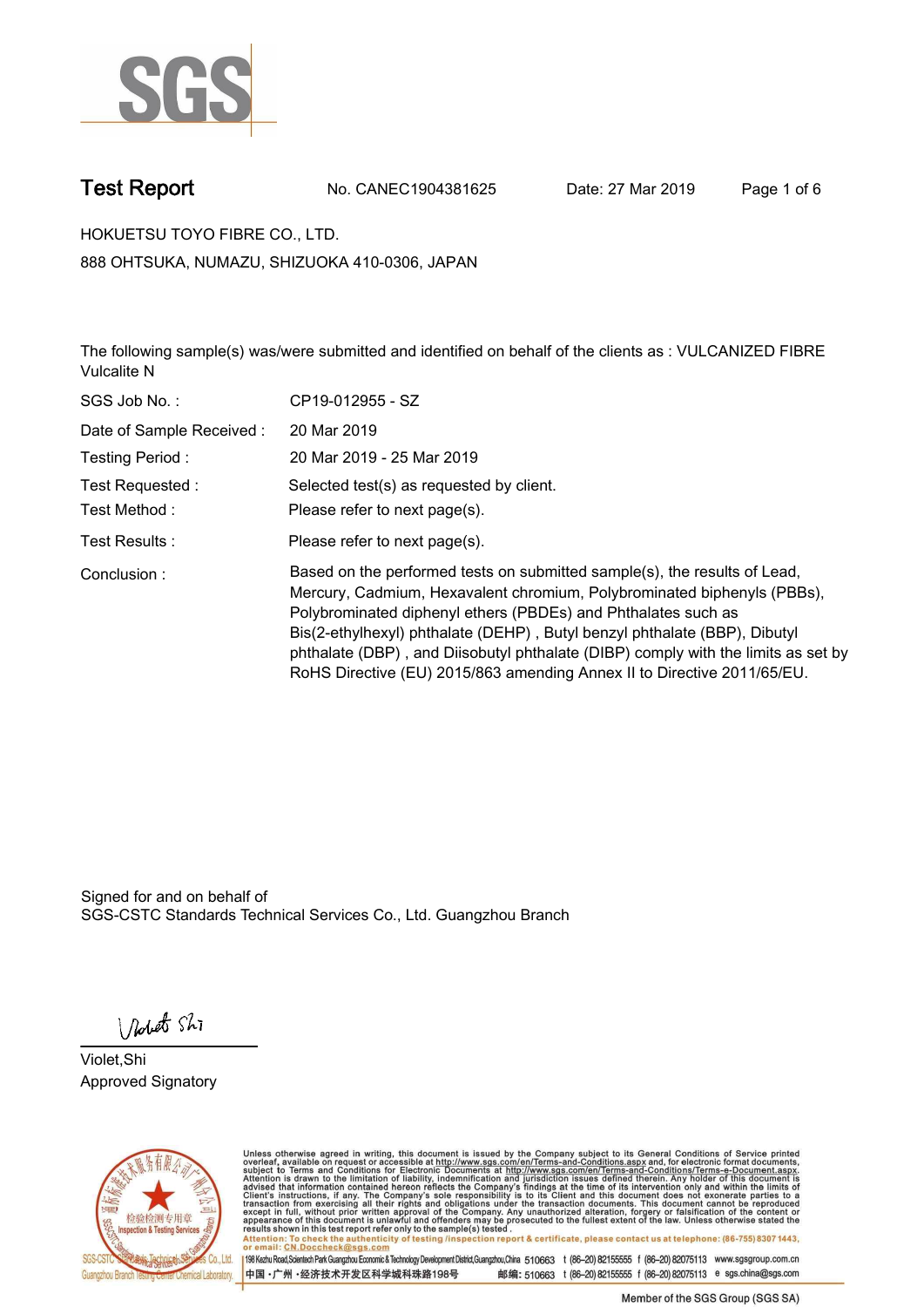# Test Report

No. CANEC1904381625 Date: 27 Mar 2019

HOKUETSU TOYO FIBRE CO., LTD.

888 OHTSUKA, NUMAZU, SHIZUOKA 410-0306, JAPAN

The following sample(s) was/were submitted and identified on behalf of the clients as : VULCANIZED FIBRE Vulcalite N

| | |
|---|---|
| SGS Job No. : | CP19-012955 - SZ |
| Date of Sample Received : | 20 Mar 2019 |
| Testing Period : | 20 Mar 2019 - 25 Mar 2019 |
| Test Requested : | Selected test(s) as requested by client. |
| Test Method : | Please refer to next page(s). |
| Test Results : | Please refer to next page(s). |
| Conclusion : | Based on the performed tests on submitted sample(s), the results of Lead, Mercury, Cadmium, Hexavalent chromium, Polybrominated biphenyls (PBBs), Polybrominated diphenyl ethers (PBDEs) and Phthalates such as Bis(2-ethylhexyl) phthalate (DEHP) , Butyl benzyl phthalate (BBP), Dibutyl phthalate (DBP) , and Diisobutyl phthalate (DIBP) comply with the limits as set by RoHS Directive (EU) 2015/863 amending Annex II to Directive 2011/65/EU. |

Signed for and on behalf of
SGS-CSTC Standards Technical Services Co., Ltd. Guangzhou Branch

Violet,Shi
Approved Signatory

Unless otherwise agreed in writing, this document is issued by the Company subject to its General Conditions of Service printed overleaf, available on request or accessible at http://www.sgs.com/en/Terms-and-Conditions.aspx and, for electronic format documents, subject to Terms and Conditions for Electronic Documents at http://www.sgs.com/en/Terms-and-Conditions/Terms-e-Document.aspx. Attention is drawn to the limitation of liability, indemnification and jurisdiction issues defined therein. Any holder of this document is advised that information contained hereon reflects the Company's findings at the time of its intervention only and within the limits of Client's instructions, if any. The Company's sole responsibility is to its Client and this document does not exonerate parties to a transaction from exercising all their rights and obligations under the transaction documents. This document cannot be reproduced except in full, without prior written approval of the Company. Any unauthorized alteration, forgery or falsification of the content or appearance of this document is unlawful and offenders may be prosecuted to the fullest extent of the law. Unless otherwise stated the results shown in this test report refer only to the sample(s) tested .
Attention: To check the authenticity of testing /inspection report & certificate, please contact us at telephone: (86-755) 8307 1443, or email: CN.Doccheck@sgs.com

198 Kezhu Road,Scientech Park Guangzhou Economic & Technology Development District,Guangzhou,China 510663 t (86–20) 82155555 f (86–20) 82075113 www.sgsgroup.com.cn
中国 •广州 •经济技术开发区科学城科珠路198号 邮编: 510663 t (86–20) 82155555 f (86–20) 82075113 e sgs.china@sgs.com

Member of the SGS Group (SGS SA)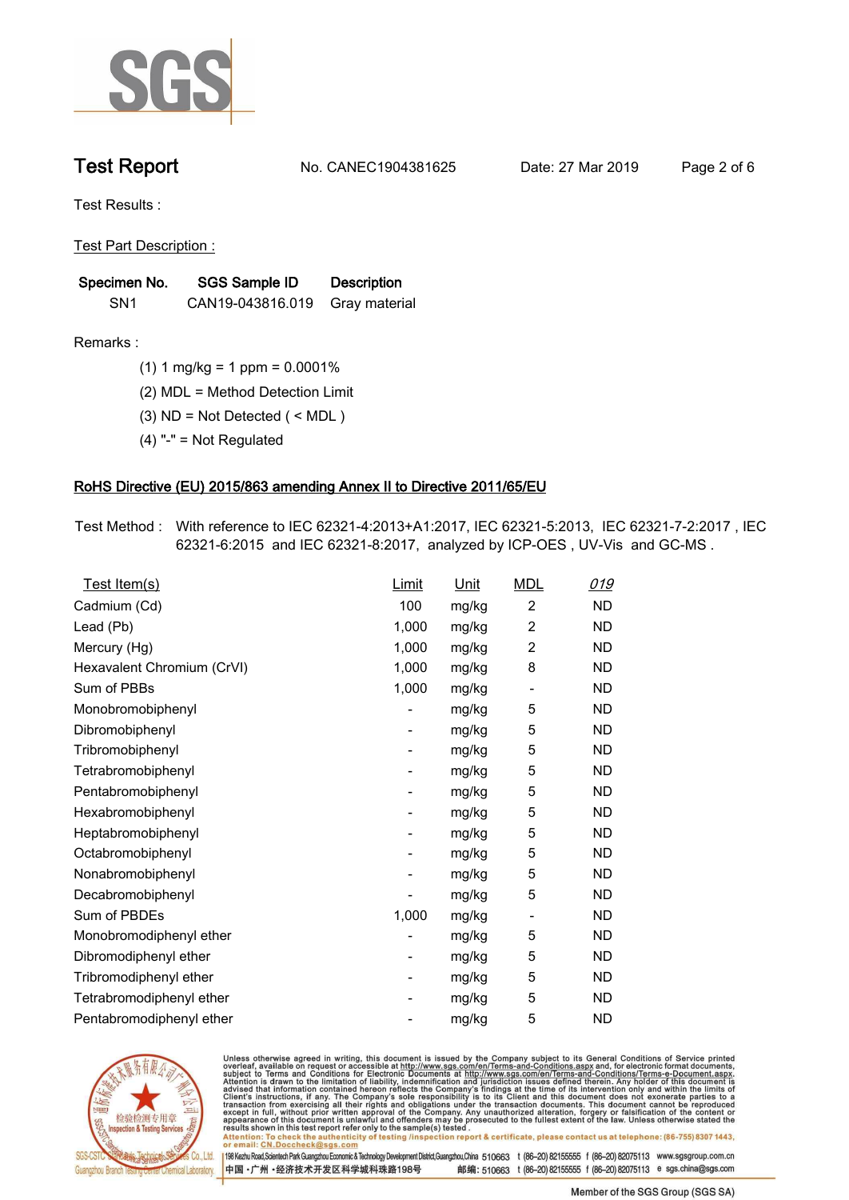# Test Report

No. CANEC1904381625 Date: 27 Mar 2019

Test Results :

Test Part Description :

| Specimen No. | SGS Sample ID | Description |
|---|---|---|
| SN1 | CAN19-043816.019 | Gray material |

Remarks :

(1) 1 mg/kg = 1 ppm = 0.0001%

(2) MDL = Method Detection Limit

(3) ND = Not Detected ( < MDL )

(4) "-" = Not Regulated

## RoHS Directive (EU) 2015/863 amending Annex II to Directive 2011/65/EU

Test Method : With reference to IEC 62321-4:2013+A1:2017, IEC 62321-5:2013, IEC 62321-7-2:2017 , IEC 62321-6:2015 and IEC 62321-8:2017, analyzed by ICP-OES , UV-Vis and GC-MS .

| Test Item(s) | Limit | Unit | MDL | 019 |
|---|---|---|---|---|
| Cadmium (Cd) | 100 | mg/kg | 2 | ND |
| Lead (Pb) | 1,000 | mg/kg | 2 | ND |
| Mercury (Hg) | 1,000 | mg/kg | 2 | ND |
| Hexavalent Chromium (CrVI) | 1,000 | mg/kg | 8 | ND |
| Sum of PBBs | 1,000 | mg/kg | - | ND |
| Monobromobiphenyl | - | mg/kg | 5 | ND |
| Dibromobiphenyl | - | mg/kg | 5 | ND |
| Tribromobiphenyl | - | mg/kg | 5 | ND |
| Tetrabromobiphenyl | - | mg/kg | 5 | ND |
| Pentabromobiphenyl | - | mg/kg | 5 | ND |
| Hexabromobiphenyl | - | mg/kg | 5 | ND |
| Heptabromobiphenyl | - | mg/kg | 5 | ND |
| Octabromobiphenyl | - | mg/kg | 5 | ND |
| Nonabromobiphenyl | - | mg/kg | 5 | ND |
| Decabromobiphenyl | - | mg/kg | 5 | ND |
| Sum of PBDEs | 1,000 | mg/kg | - | ND |
| Monobromodiphenyl ether | - | mg/kg | 5 | ND |
| Dibromodiphenyl ether | - | mg/kg | 5 | ND |
| Tribromodiphenyl ether | - | mg/kg | 5 | ND |
| Tetrabromodiphenyl ether | - | mg/kg | 5 | ND |
| Pentabromodiphenyl ether | - | mg/kg | 5 | ND |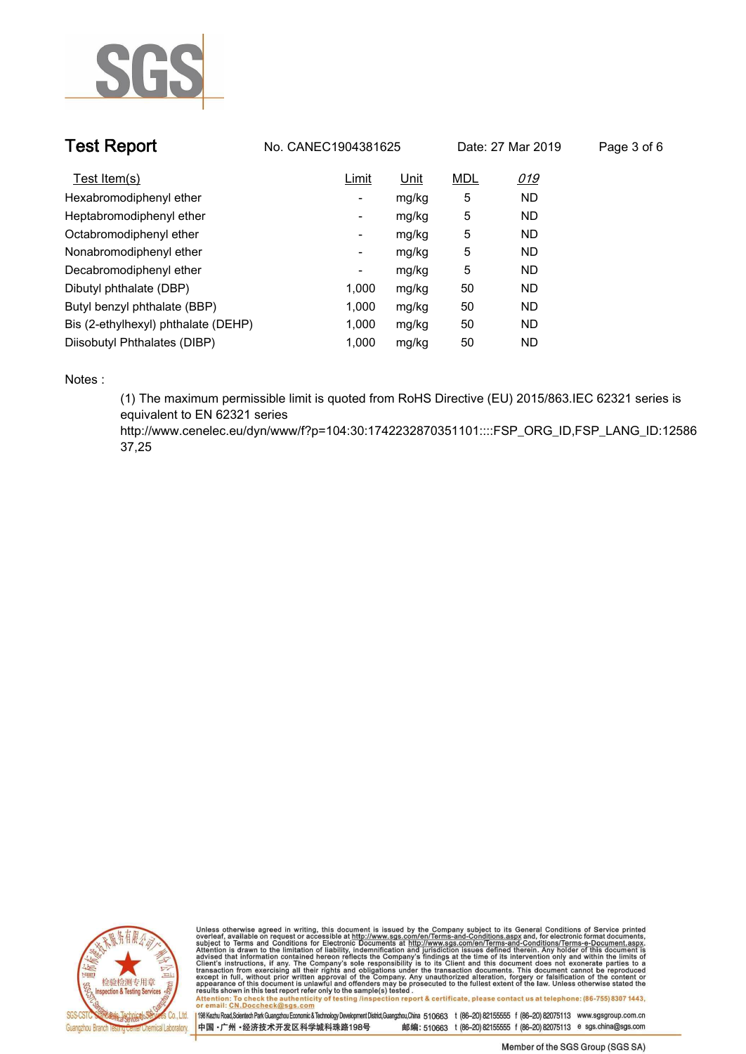| Test Item(s) | Limit | Unit | MDL | 019 |
|---|---|---|---|---|
| Hexabromodiphenyl ether | - | mg/kg | 5 | ND |
| Heptabromodiphenyl ether | - | mg/kg | 5 | ND |
| Octabromodiphenyl ether | - | mg/kg | 5 | ND |
| Nonabromodiphenyl ether | - | mg/kg | 5 | ND |
| Decabromodiphenyl ether | - | mg/kg | 5 | ND |
| Dibutyl phthalate (DBP) | 1,000 | mg/kg | 50 | ND |
| Butyl benzyl phthalate (BBP) | 1,000 | mg/kg | 50 | ND |
| Bis (2-ethylhexyl) phthalate (DEHP) | 1,000 | mg/kg | 50 | ND |
| Diisobutyl Phthalates (DIBP) | 1,000 | mg/kg | 50 | ND |

Notes :

(1) The maximum permissible limit is quoted from RoHS Directive (EU) 2015/863.IEC 62321 series is equivalent to EN 62321 series
http://www.cenelec.eu/dyn/www/f?p=104:30:1742232870351101::::FSP_ORG_ID,FSP_LANG_ID:1258637,25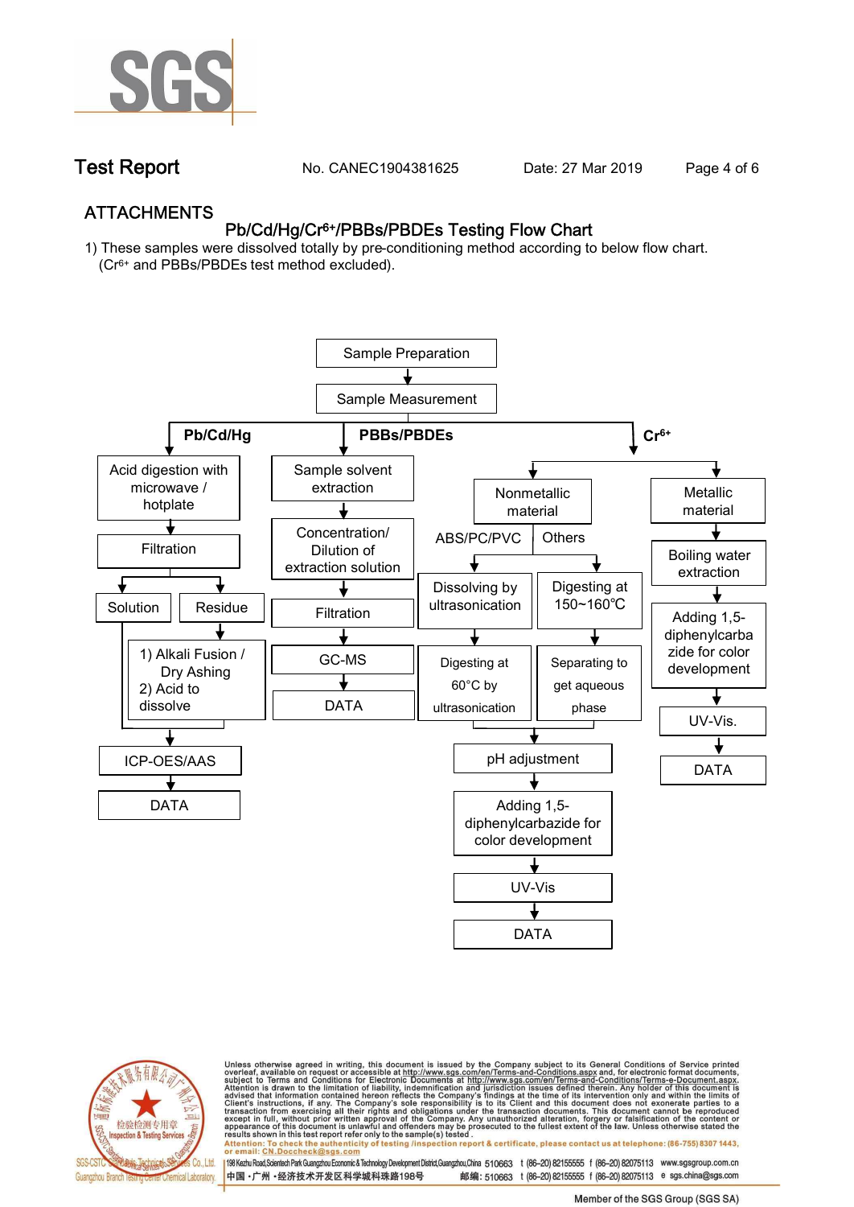## ATTACHMENTS

### Pb/Cd/Hg/$Cr^{6+}$/PBBs/PBDEs Testing Flow Chart

1) These samples were dissolved totally by pre-conditioning method according to below flow chart. ($Cr^{6+}$ and PBBs/PBDEs test method excluded).

Sample Preparation → Sample Measurement

**Pb/Cd/Hg**

- Acid digestion with microwave / hotplate
- Filtration
  - Solution
  - Residue → 1) Alkali Fusion / Dry Ashing 2) Acid to dissolve
- ICP-OES/AAS
- DATA

**PBBs/PBDEs**

- Sample solvent extraction
- Concentration/ Dilution of extraction solution
- Filtration
- GC-MS
- DATA

**$Cr^{6+}$**

- Nonmetallic material
  - ABS/PC/PVC → Dissolving by ultrasonication → Digesting at 60°C by ultrasonication
  - Others → Digesting at 150~160℃ → Separating to get aqueous phase
  - pH adjustment
  - Adding 1,5-diphenylcarbazide for color development
  - UV-Vis
  - DATA
- Metallic material
  - Boiling water extraction
  - Adding 1,5-diphenylcarbazide for color development
  - UV-Vis.
  - DATA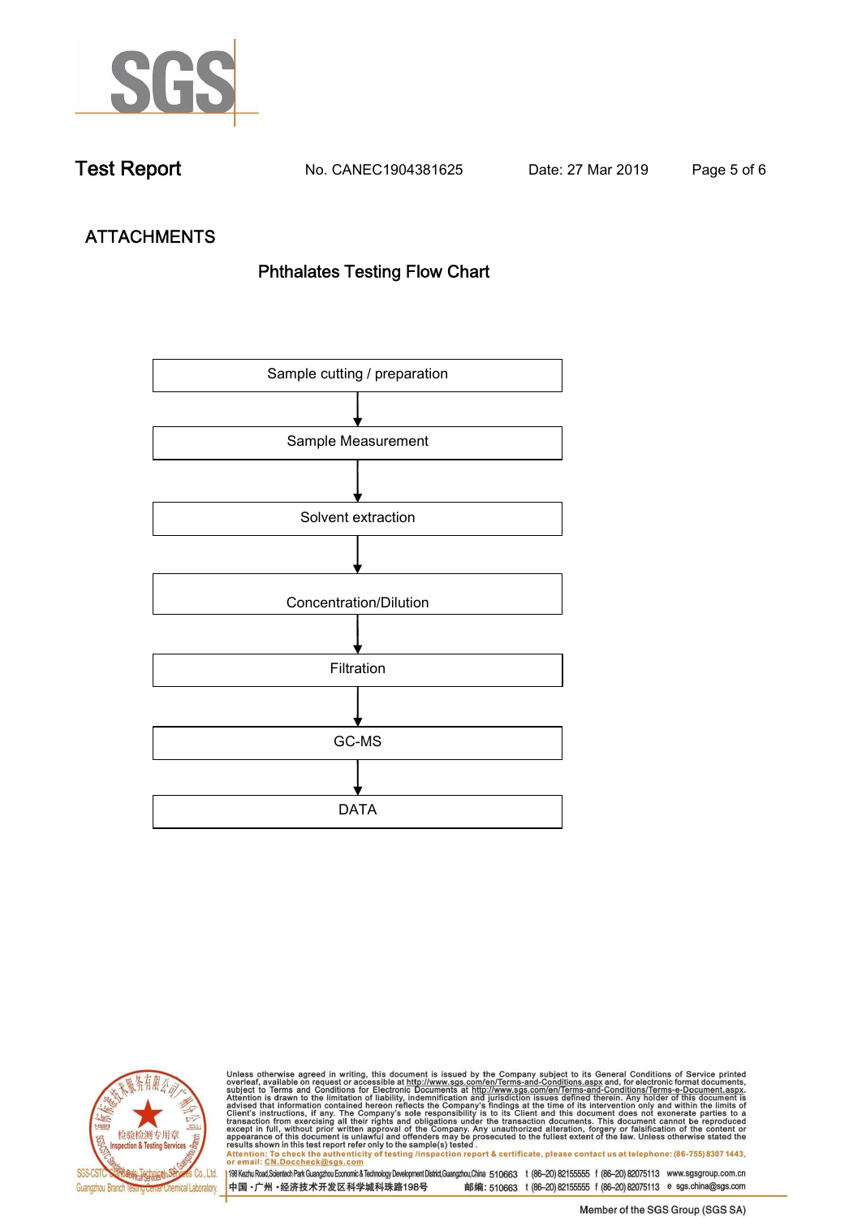# ATTACHMENTS

## Phthalates Testing Flow Chart

Sample cutting / preparation

↓

Sample Measurement

↓

Solvent extraction

↓

Concentration/Dilution

↓

Filtration

↓

GC-MS

↓

DATA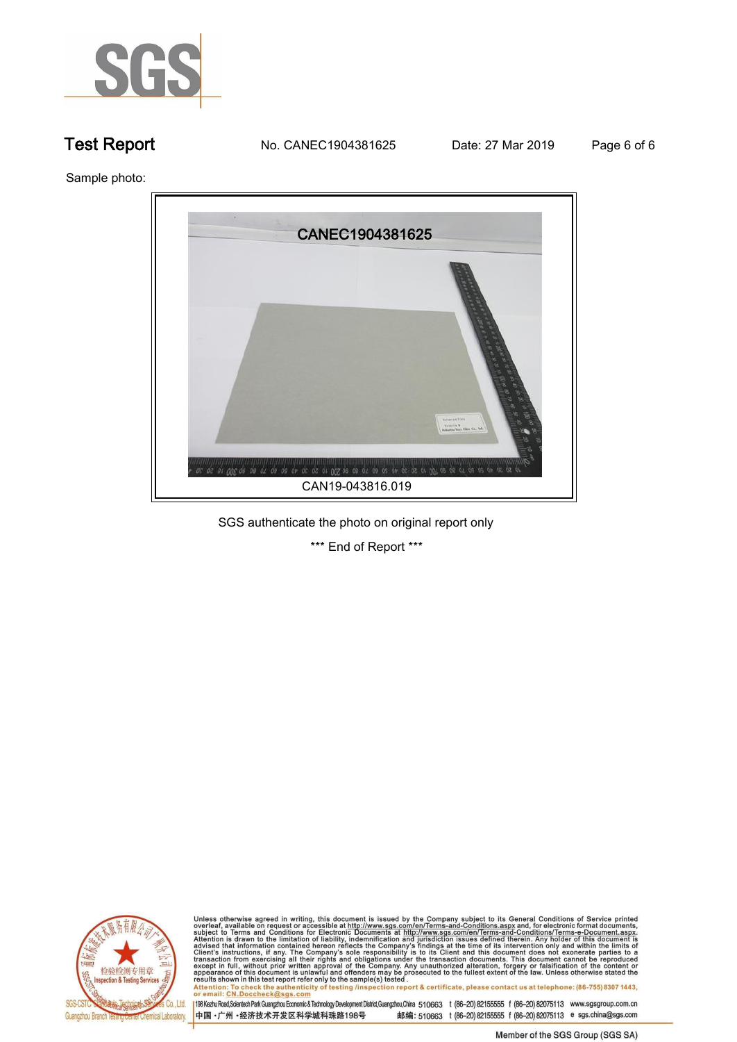**Test Report** No. CANEC1904381625 Date: 27 Mar 2019

Sample photo:

CANEC1904381625

CAN19-043816.019

SGS authenticate the photo on original report only

\*\*\* End of Report \*\*\*

Unless otherwise agreed in writing, this document is issued by the Company subject to its General Conditions of Service printed overleaf, available on request or accessible at http://www.sgs.com/en/Terms-and-Conditions.aspx and, for electronic format documents, subject to Terms and Conditions for Electronic Documents at http://www.sgs.com/en/Terms-and-Conditions/Terms-e-Document.aspx. Attention is drawn to the limitation of liability, indemnification and jurisdiction issues defined therein. Any holder of this document is advised that information contained hereon reflects the Company's findings at the time of its intervention only and within the limits of Client's instructions, if any. The Company's sole responsibility is to its Client and this document does not exonerate parties to a transaction from exercising all their rights and obligations under the transaction documents. This document cannot be reproduced except in full, without prior written approval of the Company. Any unauthorized alteration, forgery or falsification of the content or appearance of this document is unlawful and offenders may be prosecuted to the fullest extent of the law. Unless otherwise stated the results shown in this test report refer only to the sample(s) tested.

Attention: To check the authenticity of testing /inspection report & certificate, please contact us at telephone: (86-755) 8307 1443, or email: CN.Doccheck@sgs.com

198 Kezhu Road,Scientech Park Guangzhou Economic & Technology Development District,Guangzhou,China 510663 t (86–20) 82155555 f (86–20) 82075113 www.sgsgroup.com.cn

中国・广州・经济技术开发区科学城科珠路198号 邮编: 510663 t (86–20) 82155555 f (86–20) 82075113 e sgs.china@sgs.com

Member of the SGS Group (SGS SA)